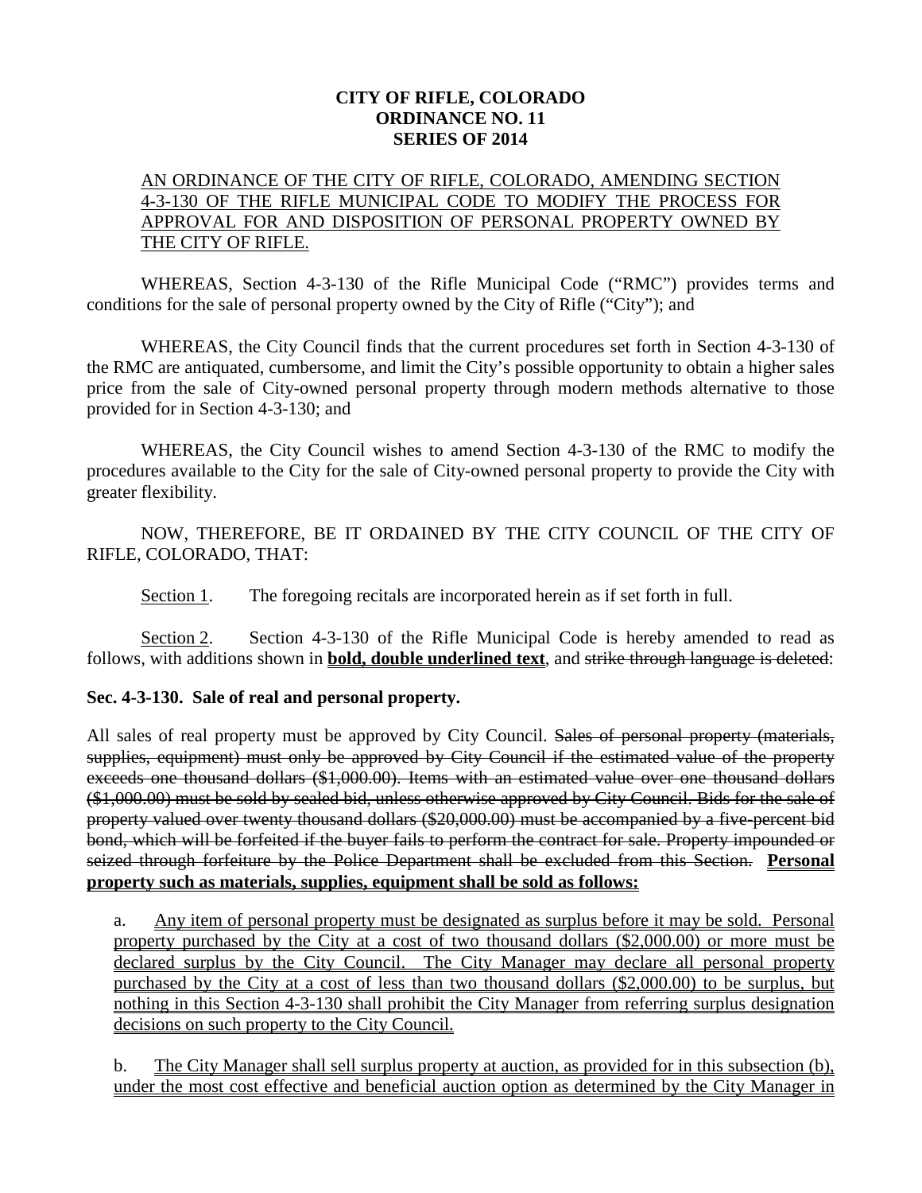**CITY OF RIFLE, COLORADO**
**ORDINANCE NO. 11**
**SERIES OF 2014**

AN ORDINANCE OF THE CITY OF RIFLE, COLORADO, AMENDING SECTION 4-3-130 OF THE RIFLE MUNICIPAL CODE TO MODIFY THE PROCESS FOR APPROVAL FOR AND DISPOSITION OF PERSONAL PROPERTY OWNED BY THE CITY OF RIFLE.

WHEREAS, Section 4-3-130 of the Rifle Municipal Code ("RMC") provides terms and conditions for the sale of personal property owned by the City of Rifle ("City"); and

WHEREAS, the City Council finds that the current procedures set forth in Section 4-3-130 of the RMC are antiquated, cumbersome, and limit the City's possible opportunity to obtain a higher sales price from the sale of City-owned personal property through modern methods alternative to those provided for in Section 4-3-130; and

WHEREAS, the City Council wishes to amend Section 4-3-130 of the RMC to modify the procedures available to the City for the sale of City-owned personal property to provide the City with greater flexibility.

NOW, THEREFORE, BE IT ORDAINED BY THE CITY COUNCIL OF THE CITY OF RIFLE, COLORADO, THAT:

Section 1. The foregoing recitals are incorporated herein as if set forth in full.

Section 2. Section 4-3-130 of the Rifle Municipal Code is hereby amended to read as follows, with additions shown in **bold, double underlined text**, and ~~strike through language is deleted~~:

**Sec. 4-3-130. Sale of real and personal property.**

All sales of real property must be approved by City Council. ~~Sales of personal property (materials, supplies, equipment) must only be approved by City Council if the estimated value of the property exceeds one thousand dollars ($1,000.00). Items with an estimated value over one thousand dollars ($1,000.00) must be sold by sealed bid, unless otherwise approved by City Council. Bids for the sale of property valued over twenty thousand dollars ($20,000.00) must be accompanied by a five-percent bid bond, which will be forfeited if the buyer fails to perform the contract for sale. Property impounded or seized through forfeiture by the Police Department shall be excluded from this Section.~~ **Personal property such as materials, supplies, equipment shall be sold as follows:**

a. Any item of personal property must be designated as surplus before it may be sold. Personal property purchased by the City at a cost of two thousand dollars ($2,000.00) or more must be declared surplus by the City Council. The City Manager may declare all personal property purchased by the City at a cost of less than two thousand dollars ($2,000.00) to be surplus, but nothing in this Section 4-3-130 shall prohibit the City Manager from referring surplus designation decisions on such property to the City Council.

b. The City Manager shall sell surplus property at auction, as provided for in this subsection (b), under the most cost effective and beneficial auction option as determined by the City Manager in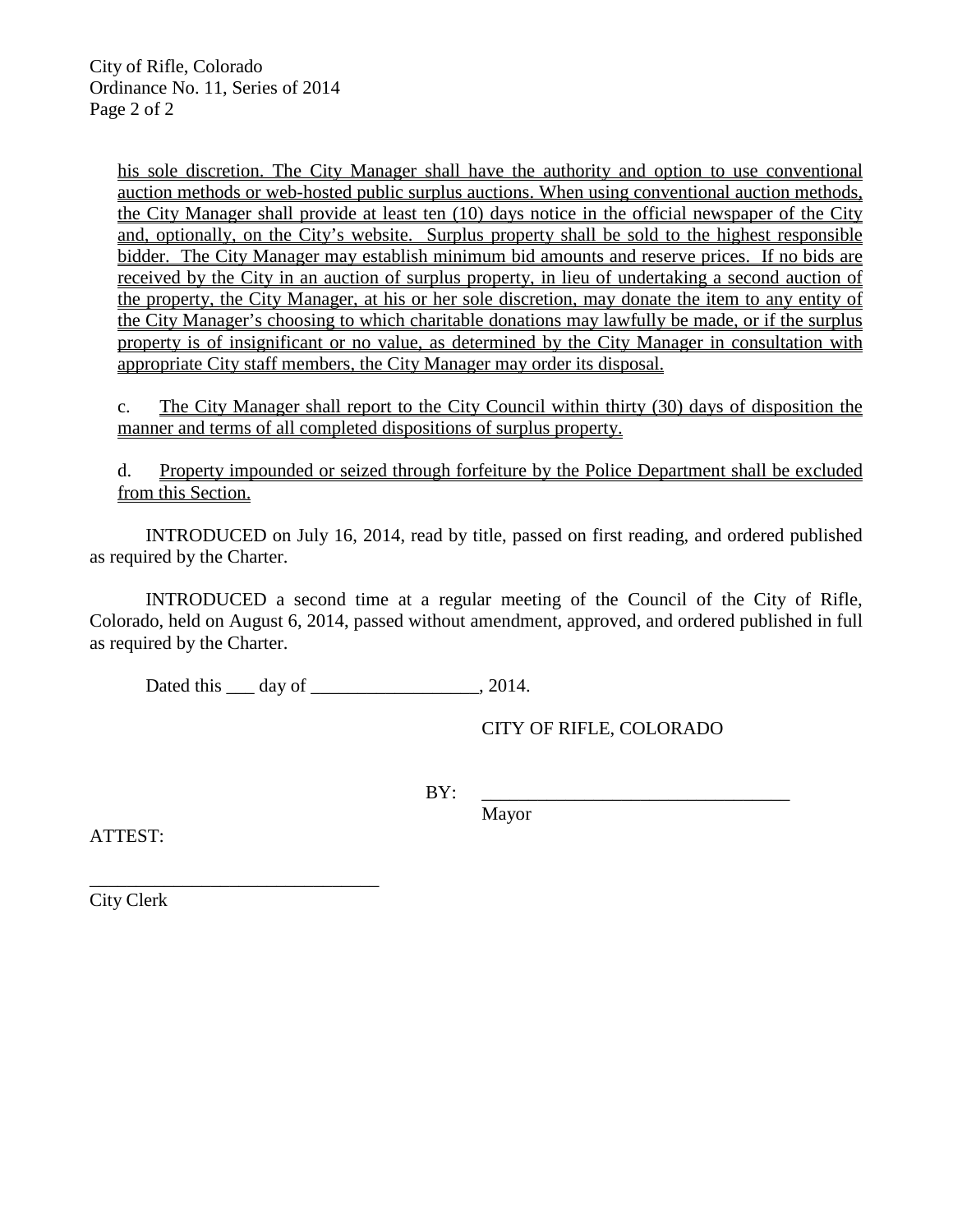his sole discretion. The City Manager shall have the authority and option to use conventional auction methods or web-hosted public surplus auctions. When using conventional auction methods, the City Manager shall provide at least ten (10) days notice in the official newspaper of the City and, optionally, on the City's website. Surplus property shall be sold to the highest responsible bidder. The City Manager may establish minimum bid amounts and reserve prices. If no bids are received by the City in an auction of surplus property, in lieu of undertaking a second auction of the property, the City Manager, at his or her sole discretion, may donate the item to any entity of the City Manager's choosing to which charitable donations may lawfully be made, or if the surplus property is of insignificant or no value, as determined by the City Manager in consultation with appropriate City staff members, the City Manager may order its disposal.

c. The City Manager shall report to the City Council within thirty (30) days of disposition the manner and terms of all completed dispositions of surplus property.

d. Property impounded or seized through forfeiture by the Police Department shall be excluded from this Section.

INTRODUCED on July 16, 2014, read by title, passed on first reading, and ordered published as required by the Charter.

INTRODUCED a second time at a regular meeting of the Council of the City of Rifle, Colorado, held on August 6, 2014, passed without amendment, approved, and ordered published in full as required by the Charter.

Dated this ___ day of __________________, 2014.

CITY OF RIFLE, COLORADO

BY: _________________________________

Mayor

ATTEST:

_______________________________

City Clerk